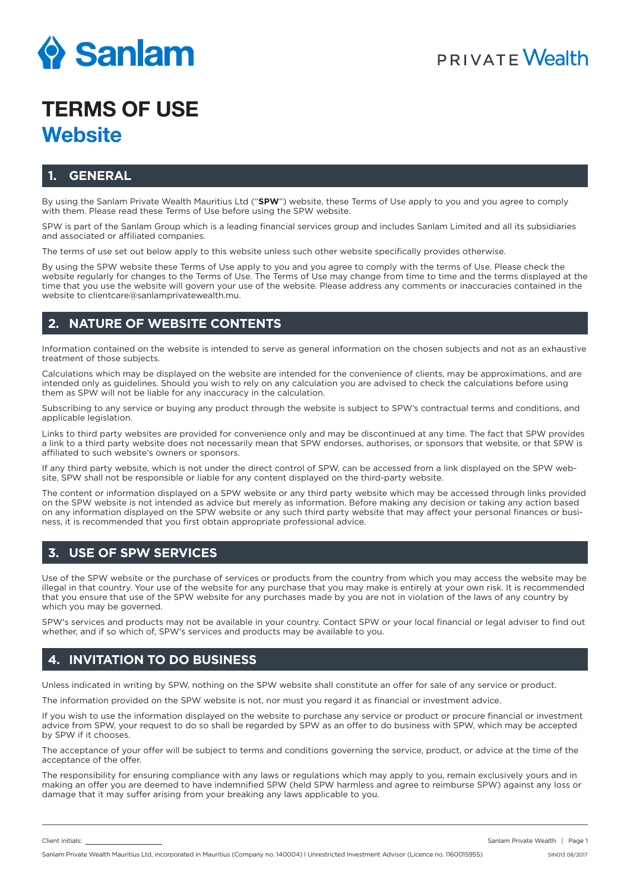# TERMS OF USE
## Website

## 1. GENERAL

By using the Sanlam Private Wealth Mauritius Ltd ("**SPW**") website, these Terms of Use apply to you and you agree to comply with them. Please read these Terms of Use before using the SPW website.

SPW is part of the Sanlam Group which is a leading financial services group and includes Sanlam Limited and all its subsidiaries and associated or affiliated companies.

The terms of use set out below apply to this website unless such other website specifically provides otherwise.

By using the SPW website these Terms of Use apply to you and you agree to comply with the terms of Use. Please check the website regularly for changes to the Terms of Use. The Terms of Use may change from time to time and the terms displayed at the time that you use the website will govern your use of the website. Please address any comments or inaccuracies contained in the website to clientcare@sanlamprivatewealth.mu.

## 2. NATURE OF WEBSITE CONTENTS

Information contained on the website is intended to serve as general information on the chosen subjects and not as an exhaustive treatment of those subjects.

Calculations which may be displayed on the website are intended for the convenience of clients, may be approximations, and are intended only as guidelines. Should you wish to rely on any calculation you are advised to check the calculations before using them as SPW will not be liable for any inaccuracy in the calculation.

Subscribing to any service or buying any product through the website is subject to SPW's contractual terms and conditions, and applicable legislation.

Links to third party websites are provided for convenience only and may be discontinued at any time. The fact that SPW provides a link to a third party website does not necessarily mean that SPW endorses, authorises, or sponsors that website, or that SPW is affiliated to such website's owners or sponsors.

If any third party website, which is not under the direct control of SPW, can be accessed from a link displayed on the SPW website, SPW shall not be responsible or liable for any content displayed on the third-party website.

The content or information displayed on a SPW website or any third party website which may be accessed through links provided on the SPW website is not intended as advice but merely as information. Before making any decision or taking any action based on any information displayed on the SPW website or any such third party website that may affect your personal finances or business, it is recommended that you first obtain appropriate professional advice.

## 3. USE OF SPW SERVICES

Use of the SPW website or the purchase of services or products from the country from which you may access the website may be illegal in that country. Your use of the website for any purchase that you may make is entirely at your own risk. It is recommended that you ensure that use of the SPW website for any purchases made by you are not in violation of the laws of any country by which you may be governed.

SPW's services and products may not be available in your country. Contact SPW or your local financial or legal adviser to find out whether, and if so which of, SPW's services and products may be available to you.

## 4. INVITATION TO DO BUSINESS

Unless indicated in writing by SPW, nothing on the SPW website shall constitute an offer for sale of any service or product.

The information provided on the SPW website is not, nor must you regard it as financial or investment advice.

If you wish to use the information displayed on the website to purchase any service or product or procure financial or investment advice from SPW, your request to do so shall be regarded by SPW as an offer to do business with SPW, which may be accepted by SPW if it chooses.

The acceptance of your offer will be subject to terms and conditions governing the service, product, or advice at the time of the acceptance of the offer.

The responsibility for ensuring compliance with any laws or regulations which may apply to you, remain exclusively yours and in making an offer you are deemed to have indemnified SPW (held SPW harmless and agree to reimburse SPW) against any loss or damage that it may suffer arising from your breaking any laws applicable to you.

Client initials: ____________

Sanlam Private Wealth Mauritius Ltd, incorporated in Mauritius (Company no. 140004) I Unrestricted Investment Advisor (Licence no. 1160015955)

SIN013 08/2017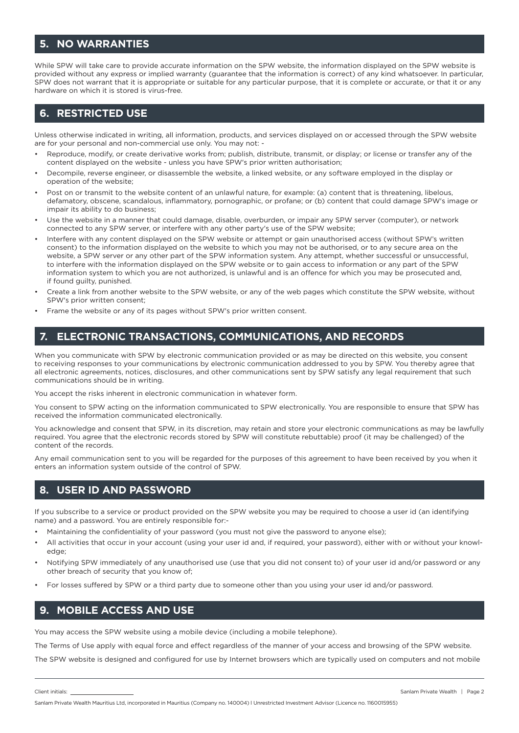## 5. NO WARRANTIES

While SPW will take care to provide accurate information on the SPW website, the information displayed on the SPW website is provided without any express or implied warranty (guarantee that the information is correct) of any kind whatsoever. In particular, SPW does not warrant that it is appropriate or suitable for any particular purpose, that it is complete or accurate, or that it or any hardware on which it is stored is virus-free.

## 6. RESTRICTED USE

Unless otherwise indicated in writing, all information, products, and services displayed on or accessed through the SPW website are for your personal and non-commercial use only. You may not: -

- Reproduce, modify, or create derivative works from; publish, distribute, transmit, or display; or license or transfer any of the content displayed on the website - unless you have SPW's prior written authorisation;
- Decompile, reverse engineer, or disassemble the website, a linked website, or any software employed in the display or operation of the website;
- Post on or transmit to the website content of an unlawful nature, for example: (a) content that is threatening, libelous, defamatory, obscene, scandalous, inflammatory, pornographic, or profane; or (b) content that could damage SPW's image or impair its ability to do business;
- Use the website in a manner that could damage, disable, overburden, or impair any SPW server (computer), or network connected to any SPW server, or interfere with any other party's use of the SPW website;
- Interfere with any content displayed on the SPW website or attempt or gain unauthorised access (without SPW's written consent) to the information displayed on the website to which you may not be authorised, or to any secure area on the website, a SPW server or any other part of the SPW information system. Any attempt, whether successful or unsuccessful, to interfere with the information displayed on the SPW website or to gain access to information or any part of the SPW information system to which you are not authorized, is unlawful and is an offence for which you may be prosecuted and, if found guilty, punished.
- Create a link from another website to the SPW website, or any of the web pages which constitute the SPW website, without SPW's prior written consent;
- Frame the website or any of its pages without SPW's prior written consent.

## 7. ELECTRONIC TRANSACTIONS, COMMUNICATIONS, AND RECORDS

When you communicate with SPW by electronic communication provided or as may be directed on this website, you consent to receiving responses to your communications by electronic communication addressed to you by SPW. You thereby agree that all electronic agreements, notices, disclosures, and other communications sent by SPW satisfy any legal requirement that such communications should be in writing.

You accept the risks inherent in electronic communication in whatever form.

You consent to SPW acting on the information communicated to SPW electronically. You are responsible to ensure that SPW has received the information communicated electronically.

You acknowledge and consent that SPW, in its discretion, may retain and store your electronic communications as may be lawfully required. You agree that the electronic records stored by SPW will constitute rebuttable) proof (it may be challenged) of the content of the records.

Any email communication sent to you will be regarded for the purposes of this agreement to have been received by you when it enters an information system outside of the control of SPW.

## 8. USER ID AND PASSWORD

If you subscribe to a service or product provided on the SPW website you may be required to choose a user id (an identifying name) and a password. You are entirely responsible for:-

- Maintaining the confidentiality of your password (you must not give the password to anyone else);
- All activities that occur in your account (using your user id and, if required, your password), either with or without your knowledge;
- Notifying SPW immediately of any unauthorised use (use that you did not consent to) of your user id and/or password or any other breach of security that you know of;
- For losses suffered by SPW or a third party due to someone other than you using your user id and/or password.

## 9. MOBILE ACCESS AND USE

You may access the SPW website using a mobile device (including a mobile telephone).

The Terms of Use apply with equal force and effect regardless of the manner of your access and browsing of the SPW website.

The SPW website is designed and configured for use by Internet browsers which are typically used on computers and not mobile

Client initials: ____________

Sanlam Private Wealth Mauritius Ltd, incorporated in Mauritius (Company no. 140004) I Unrestricted Investment Advisor (Licence no. 1160015955)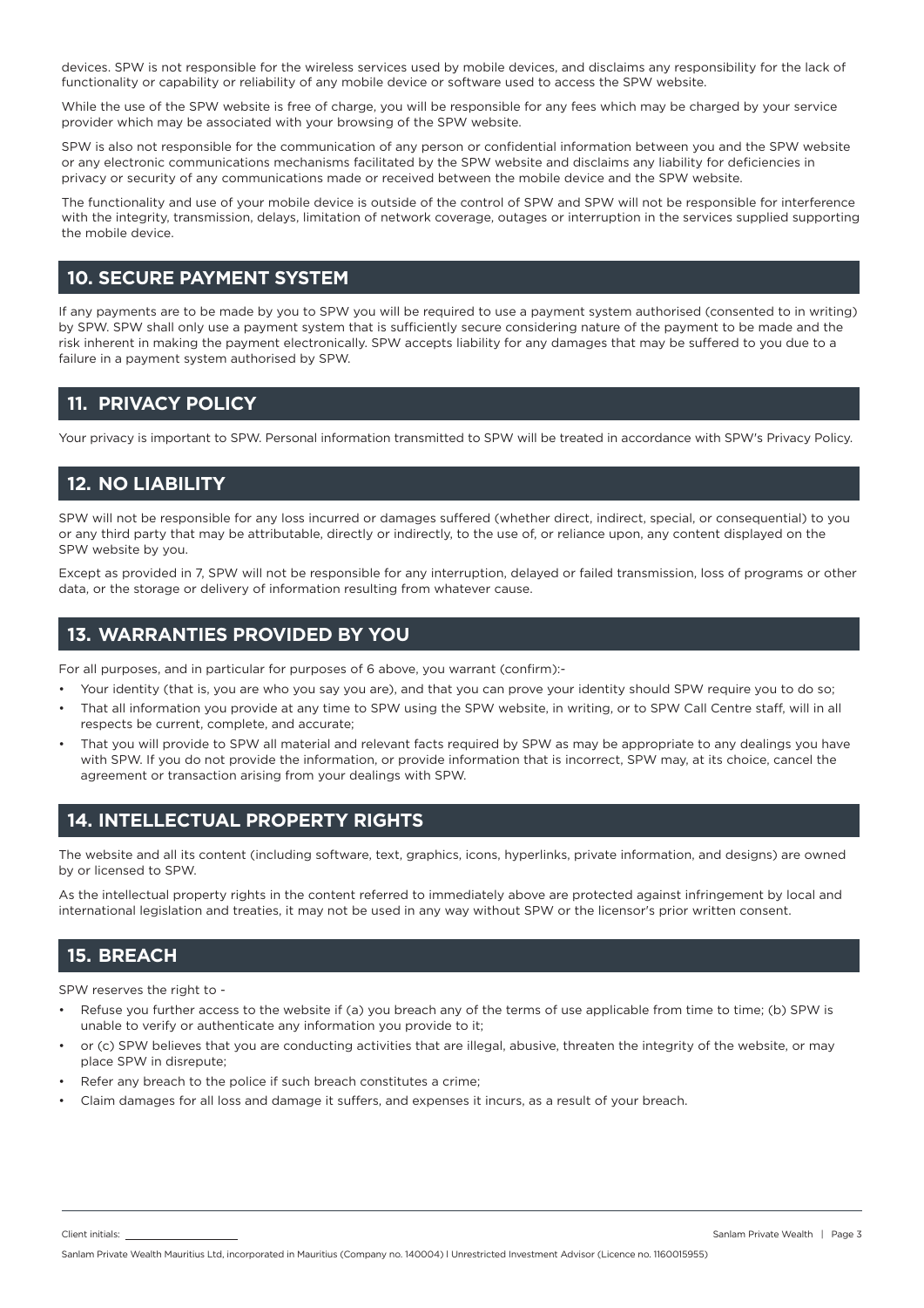devices. SPW is not responsible for the wireless services used by mobile devices, and disclaims any responsibility for the lack of functionality or capability or reliability of any mobile device or software used to access the SPW website.

While the use of the SPW website is free of charge, you will be responsible for any fees which may be charged by your service provider which may be associated with your browsing of the SPW website.

SPW is also not responsible for the communication of any person or confidential information between you and the SPW website or any electronic communications mechanisms facilitated by the SPW website and disclaims any liability for deficiencies in privacy or security of any communications made or received between the mobile device and the SPW website.

The functionality and use of your mobile device is outside of the control of SPW and SPW will not be responsible for interference with the integrity, transmission, delays, limitation of network coverage, outages or interruption in the services supplied supporting the mobile device.

## 10. SECURE PAYMENT SYSTEM

If any payments are to be made by you to SPW you will be required to use a payment system authorised (consented to in writing) by SPW. SPW shall only use a payment system that is sufficiently secure considering nature of the payment to be made and the risk inherent in making the payment electronically. SPW accepts liability for any damages that may be suffered to you due to a failure in a payment system authorised by SPW.

## 11. PRIVACY POLICY

Your privacy is important to SPW. Personal information transmitted to SPW will be treated in accordance with SPW's Privacy Policy.

## 12. NO LIABILITY

SPW will not be responsible for any loss incurred or damages suffered (whether direct, indirect, special, or consequential) to you or any third party that may be attributable, directly or indirectly, to the use of, or reliance upon, any content displayed on the SPW website by you.

Except as provided in 7, SPW will not be responsible for any interruption, delayed or failed transmission, loss of programs or other data, or the storage or delivery of information resulting from whatever cause.

## 13. WARRANTIES PROVIDED BY YOU

For all purposes, and in particular for purposes of 6 above, you warrant (confirm):-

- Your identity (that is, you are who you say you are), and that you can prove your identity should SPW require you to do so;
- That all information you provide at any time to SPW using the SPW website, in writing, or to SPW Call Centre staff, will in all respects be current, complete, and accurate;
- That you will provide to SPW all material and relevant facts required by SPW as may be appropriate to any dealings you have with SPW. If you do not provide the information, or provide information that is incorrect, SPW may, at its choice, cancel the agreement or transaction arising from your dealings with SPW.

## 14. INTELLECTUAL PROPERTY RIGHTS

The website and all its content (including software, text, graphics, icons, hyperlinks, private information, and designs) are owned by or licensed to SPW.

As the intellectual property rights in the content referred to immediately above are protected against infringement by local and international legislation and treaties, it may not be used in any way without SPW or the licensor's prior written consent.

## 15. BREACH

SPW reserves the right to -

- Refuse you further access to the website if (a) you breach any of the terms of use applicable from time to time; (b) SPW is unable to verify or authenticate any information you provide to it;
- or (c) SPW believes that you are conducting activities that are illegal, abusive, threaten the integrity of the website, or may place SPW in disrepute;
- Refer any breach to the police if such breach constitutes a crime;
- Claim damages for all loss and damage it suffers, and expenses it incurs, as a result of your breach.

Client initials: \_\_\_\_\_\_\_\_\_\_\_\_\_\_\_\_

Sanlam Private Wealth Mauritius Ltd, incorporated in Mauritius (Company no. 140004) | Unrestricted Investment Advisor (Licence no. 1160015955)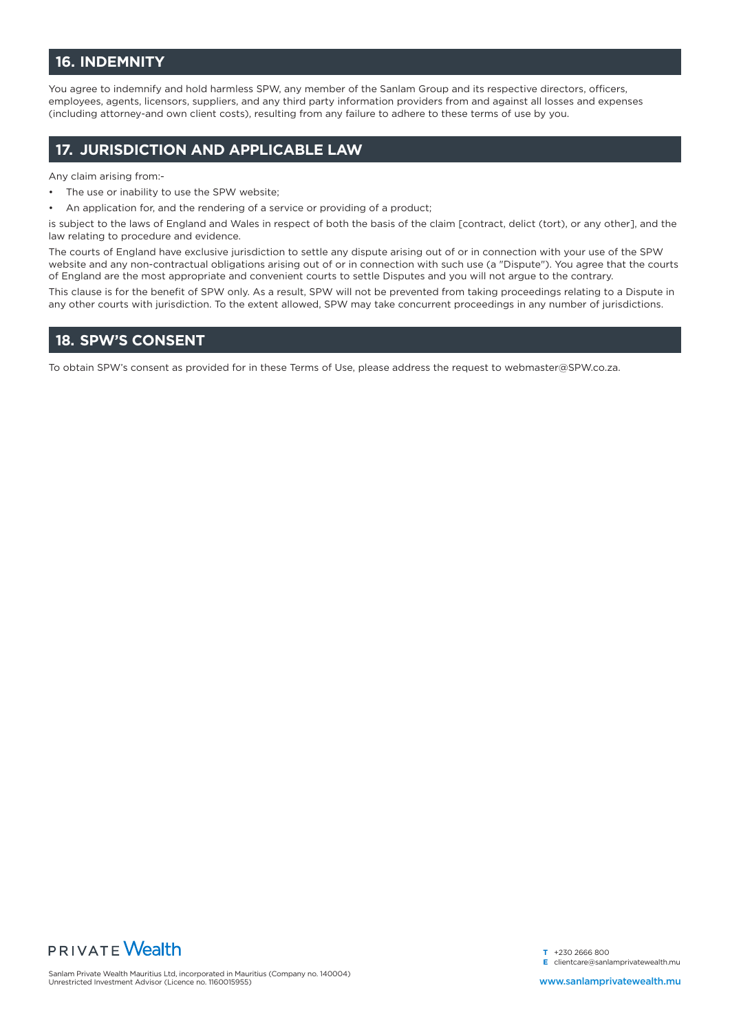## 16. INDEMNITY

You agree to indemnify and hold harmless SPW, any member of the Sanlam Group and its respective directors, officers, employees, agents, licensors, suppliers, and any third party information providers from and against all losses and expenses (including attorney-and own client costs), resulting from any failure to adhere to these terms of use by you.

## 17. JURISDICTION AND APPLICABLE LAW

Any claim arising from:-

- The use or inability to use the SPW website;
- An application for, and the rendering of a service or providing of a product;

is subject to the laws of England and Wales in respect of both the basis of the claim [contract, delict (tort), or any other], and the law relating to procedure and evidence.

The courts of England have exclusive jurisdiction to settle any dispute arising out of or in connection with your use of the SPW website and any non-contractual obligations arising out of or in connection with such use (a "Dispute"). You agree that the courts of England are the most appropriate and convenient courts to settle Disputes and you will not argue to the contrary.

This clause is for the benefit of SPW only. As a result, SPW will not be prevented from taking proceedings relating to a Dispute in any other courts with jurisdiction. To the extent allowed, SPW may take concurrent proceedings in any number of jurisdictions.

## 18. SPW'S CONSENT

To obtain SPW's consent as provided for in these Terms of Use, please address the request to webmaster@SPW.co.za.

PRIVATE Wealth

Sanlam Private Wealth Mauritius Ltd, incorporated in Mauritius (Company no. 140004)
Unrestricted Investment Advisor (Licence no. 1160015955)

**T** +230 2666 800
**E** clientcare@sanlamprivatewealth.mu

www.sanlamprivatewealth.mu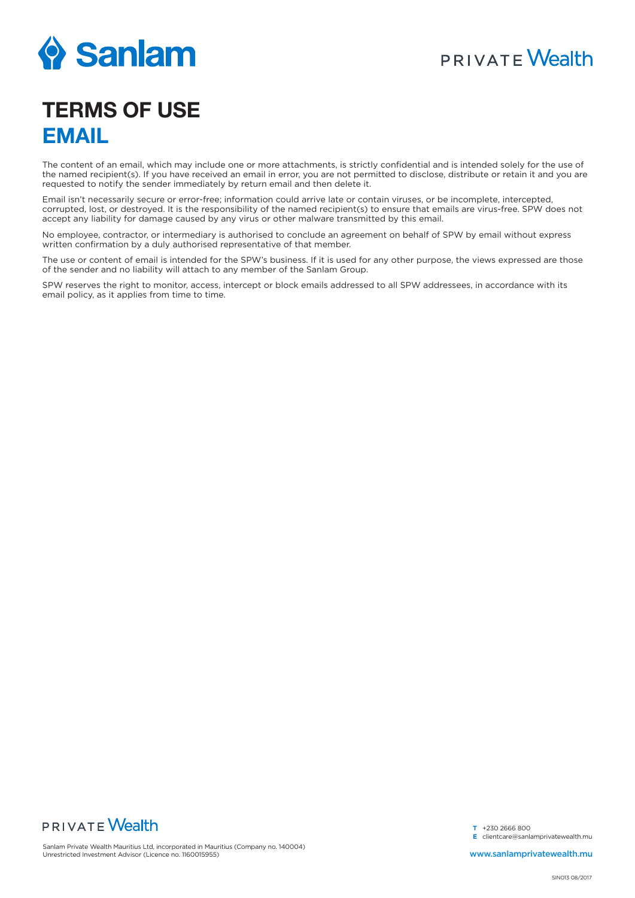# TERMS OF USE
# EMAIL

The content of an email, which may include one or more attachments, is strictly confidential and is intended solely for the use of the named recipient(s). If you have received an email in error, you are not permitted to disclose, distribute or retain it and you are requested to notify the sender immediately by return email and then delete it.

Email isn't necessarily secure or error-free; information could arrive late or contain viruses, or be incomplete, intercepted, corrupted, lost, or destroyed. It is the responsibility of the named recipient(s) to ensure that emails are virus-free. SPW does not accept any liability for damage caused by any virus or other malware transmitted by this email.

No employee, contractor, or intermediary is authorised to conclude an agreement on behalf of SPW by email without express written confirmation by a duly authorised representative of that member.

The use or content of email is intended for the SPW's business. If it is used for any other purpose, the views expressed are those of the sender and no liability will attach to any member of the Sanlam Group.

SPW reserves the right to monitor, access, intercept or block emails addressed to all SPW addressees, in accordance with its email policy, as it applies from time to time.

Sanlam Private Wealth Mauritius Ltd, incorporated in Mauritius (Company no. 140004)
Unrestricted Investment Advisor (Licence no. 1160015955)

**T** +230 2666 800
**E** clientcare@sanlamprivatewealth.mu

www.sanlamprivatewealth.mu

SIN013 08/2017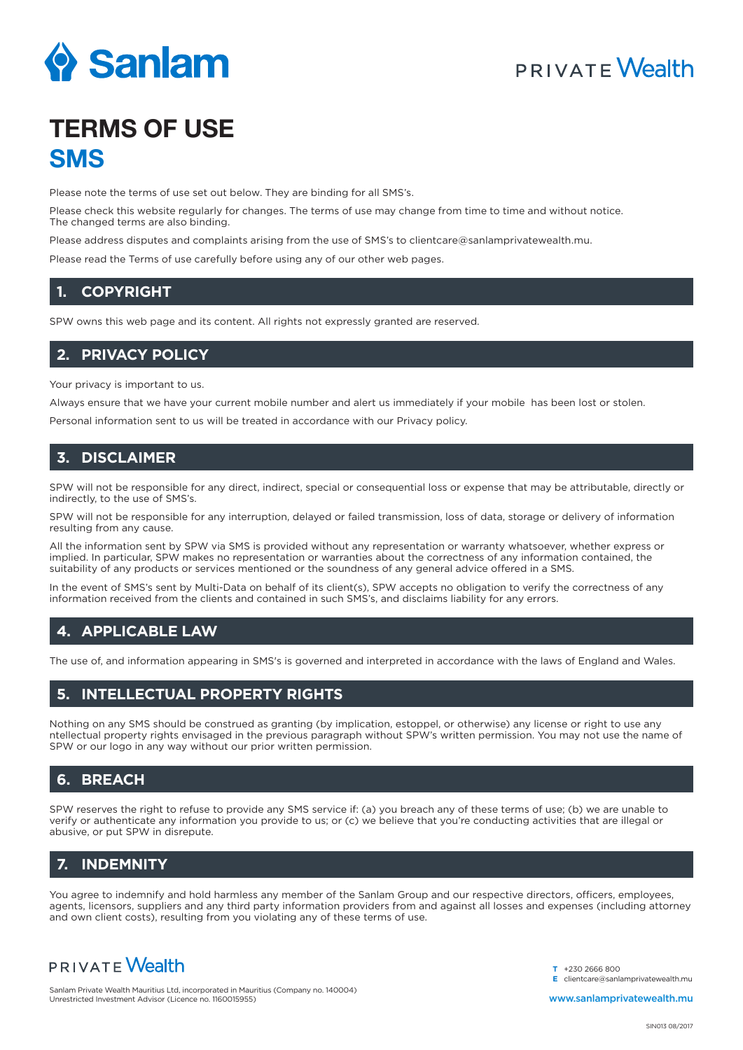Sanlam

PRIVATE Wealth

# TERMS OF USE
# SMS

Please note the terms of use set out below. They are binding for all SMS's.

Please check this website regularly for changes. The terms of use may change from time to time and without notice. The changed terms are also binding.

Please address disputes and complaints arising from the use of SMS's to clientcare@sanlamprivatewealth.mu.

Please read the Terms of use carefully before using any of our other web pages.

## 1. COPYRIGHT

SPW owns this web page and its content. All rights not expressly granted are reserved.

## 2. PRIVACY POLICY

Your privacy is important to us.

Always ensure that we have your current mobile number and alert us immediately if your mobile has been lost or stolen.

Personal information sent to us will be treated in accordance with our Privacy policy.

## 3. DISCLAIMER

SPW will not be responsible for any direct, indirect, special or consequential loss or expense that may be attributable, directly or indirectly, to the use of SMS's.

SPW will not be responsible for any interruption, delayed or failed transmission, loss of data, storage or delivery of information resulting from any cause.

All the information sent by SPW via SMS is provided without any representation or warranty whatsoever, whether express or implied. In particular, SPW makes no representation or warranties about the correctness of any information contained, the suitability of any products or services mentioned or the soundness of any general advice offered in a SMS.

In the event of SMS's sent by Multi-Data on behalf of its client(s), SPW accepts no obligation to verify the correctness of any information received from the clients and contained in such SMS's, and disclaims liability for any errors.

## 4. APPLICABLE LAW

The use of, and information appearing in SMS's is governed and interpreted in accordance with the laws of England and Wales.

## 5. INTELLECTUAL PROPERTY RIGHTS

Nothing on any SMS should be construed as granting (by implication, estoppel, or otherwise) any license or right to use any ntellectual property rights envisaged in the previous paragraph without SPW's written permission. You may not use the name of SPW or our logo in any way without our prior written permission.

## 6. BREACH

SPW reserves the right to refuse to provide any SMS service if: (a) you breach any of these terms of use; (b) we are unable to verify or authenticate any information you provide to us; or (c) we believe that you're conducting activities that are illegal or abusive, or put SPW in disrepute.

## 7. INDEMNITY

You agree to indemnify and hold harmless any member of the Sanlam Group and our respective directors, officers, employees, agents, licensors, suppliers and any third party information providers from and against all losses and expenses (including attorney and own client costs), resulting from you violating any of these terms of use.

PRIVATE Wealth

Sanlam Private Wealth Mauritius Ltd, incorporated in Mauritius (Company no. 140004)
Unrestricted Investment Advisor (Licence no. 1160015955)

**T** +230 2666 800
**E** clientcare@sanlamprivatewealth.mu

www.sanlamprivatewealth.mu

SIN013 08/2017